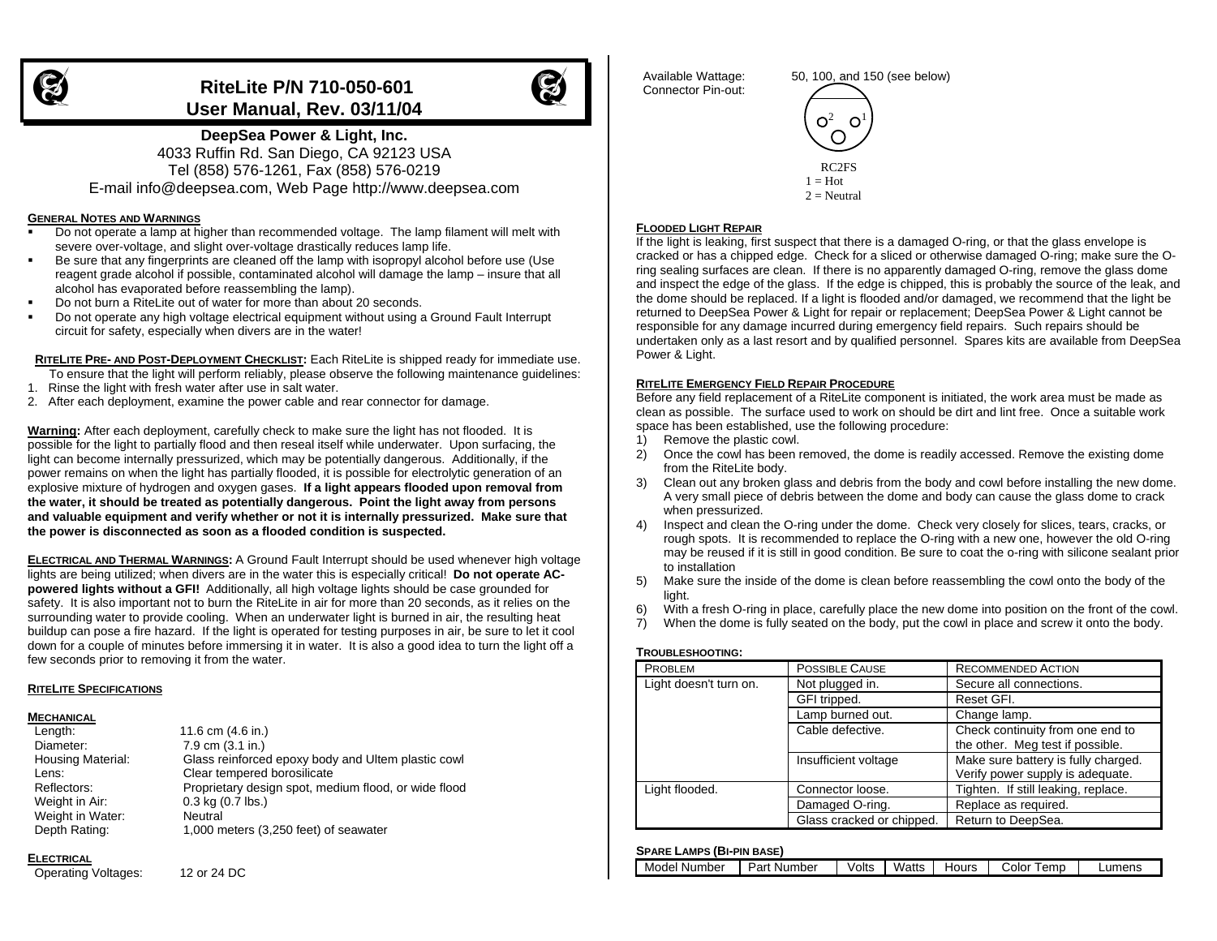# RiteLite P/N 710-050-601
## User Manual, Rev. 03/11/04

**DeepSea Power & Light, Inc.**
4033 Ruffin Rd. San Diego, CA 92123 USA
Tel (858) 576-1261, Fax (858) 576-0219
E-mail info@deepsea.com, Web Page http://www.deepsea.com

### GENERAL NOTES AND WARNINGS

- Do not operate a lamp at higher than recommended voltage. The lamp filament will melt with severe over-voltage, and slight over-voltage drastically reduces lamp life.
- Be sure that any fingerprints are cleaned off the lamp with isopropyl alcohol before use (Use reagent grade alcohol if possible, contaminated alcohol will damage the lamp – insure that all alcohol has evaporated before reassembling the lamp).
- Do not burn a RiteLite out of water for more than about 20 seconds.
- Do not operate any high voltage electrical equipment without using a Ground Fault Interrupt circuit for safety, especially when divers are in the water!

**RITELITE PRE- AND POST-DEPLOYMENT CHECKLIST:** Each RiteLite is shipped ready for immediate use. To ensure that the light will perform reliably, please observe the following maintenance guidelines:

1. Rinse the light with fresh water after use in salt water.
2. After each deployment, examine the power cable and rear connector for damage.

**Warning:** After each deployment, carefully check to make sure the light has not flooded. It is possible for the light to partially flood and then reseal itself while underwater. Upon surfacing, the light can become internally pressurized, which may be potentially dangerous. Additionally, if the power remains on when the light has partially flooded, it is possible for electrolytic generation of an explosive mixture of hydrogen and oxygen gases. **If a light appears flooded upon removal from the water, it should be treated as potentially dangerous. Point the light away from persons and valuable equipment and verify whether or not it is internally pressurized. Make sure that the power is disconnected as soon as a flooded condition is suspected.**

**ELECTRICAL AND THERMAL WARNINGS:** A Ground Fault Interrupt should be used whenever high voltage lights are being utilized; when divers are in the water this is especially critical! **Do not operate AC-powered lights without a GFI!** Additionally, all high voltage lights should be case grounded for safety. It is also important not to burn the RiteLite in air for more than 20 seconds, as it relies on the surrounding water to provide cooling. When an underwater light is burned in air, the resulting heat buildup can pose a fire hazard. If the light is operated for testing purposes in air, be sure to let it cool down for a couple of minutes before immersing it in water. It is also a good idea to turn the light off a few seconds prior to removing it from the water.

### RITELITE SPECIFICATIONS

#### MECHANICAL

| | |
|---|---|
| Length: | 11.6 cm (4.6 in.) |
| Diameter: | 7.9 cm (3.1 in.) |
| Housing Material: | Glass reinforced epoxy body and Ultem plastic cowl |
| Lens: | Clear tempered borosilicate |
| Reflectors: | Proprietary design spot, medium flood, or wide flood |
| Weight in Air: | 0.3 kg (0.7 lbs.) |
| Weight in Water: | Neutral |
| Depth Rating: | 1,000 meters (3,250 feet) of seawater |

#### ELECTRICAL

| | |
|---|---|
| Operating Voltages: | 12 or 24 DC |
| Available Wattage: | 50, 100, and 150 (see below) |
| Connector Pin-out: | RC2FS<br>1 = Hot<br>2 = Neutral |

### FLOODED LIGHT REPAIR

If the light is leaking, first suspect that there is a damaged O-ring, or that the glass envelope is cracked or has a chipped edge. Check for a sliced or otherwise damaged O-ring; make sure the O-ring sealing surfaces are clean. If there is no apparently damaged O-ring, remove the glass dome and inspect the edge of the glass. If the edge is chipped, this is probably the source of the leak, and the dome should be replaced. If a light is flooded and/or damaged, we recommend that the light be returned to DeepSea Power & Light for repair or replacement; DeepSea Power & Light cannot be responsible for any damage incurred during emergency field repairs. Such repairs should be undertaken only as a last resort and by qualified personnel. Spares kits are available from DeepSea Power & Light.

### RITELITE EMERGENCY FIELD REPAIR PROCEDURE

Before any field replacement of a RiteLite component is initiated, the work area must be made as clean as possible. The surface used to work on should be dirt and lint free. Once a suitable work space has been established, use the following procedure:

1) Remove the plastic cowl.
2) Once the cowl has been removed, the dome is readily accessed. Remove the existing dome from the RiteLite body.
3) Clean out any broken glass and debris from the body and cowl before installing the new dome. A very small piece of debris between the dome and body can cause the glass dome to crack when pressurized.
4) Inspect and clean the O-ring under the dome. Check very closely for slices, tears, cracks, or rough spots. It is recommended to replace the O-ring with a new one, however the old O-ring may be reused if it is still in good condition. Be sure to coat the o-ring with silicone sealant prior to installation
5) Make sure the inside of the dome is clean before reassembling the cowl onto the body of the light.
6) With a fresh O-ring in place, carefully place the new dome into position on the front of the cowl.
7) When the dome is fully seated on the body, put the cowl in place and screw it onto the body.

### TROUBLESHOOTING:

| PROBLEM | POSSIBLE CAUSE | RECOMMENDED ACTION |
|---|---|---|
| Light doesn't turn on. | Not plugged in. | Secure all connections. |
| | GFI tripped. | Reset GFI. |
| | Lamp burned out. | Change lamp. |
| | Cable defective. | Check continuity from one end to the other. Meg test if possible. |
| | Insufficient voltage | Make sure battery is fully charged. Verify power supply is adequate. |
| Light flooded. | Connector loose. | Tighten. If still leaking, replace. |
| | Damaged O-ring. | Replace as required. |
| | Glass cracked or chipped. | Return to DeepSea. |

### SPARE LAMPS (BI-PIN BASE)

| Model Number | Part Number | Volts | Watts | Hours | Color Temp | Lumens |
|---|---|---|---|---|---|---|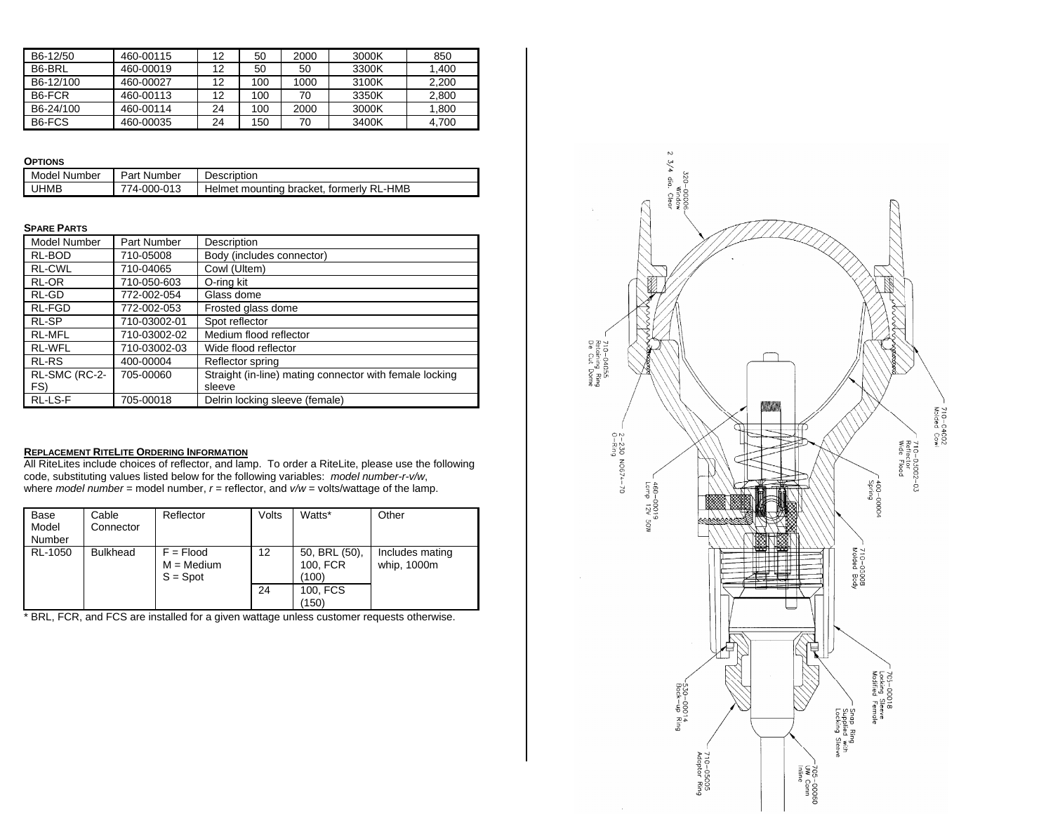| | | | | | | |
|---|---|---|---|---|---|---|
| B6-12/50 | 460-00115 | 12 | 50 | 2000 | 3000K | 850 |
| B6-BRL | 460-00019 | 12 | 50 | 50 | 3300K | 1,400 |
| B6-12/100 | 460-00027 | 12 | 100 | 1000 | 3100K | 2,200 |
| B6-FCR | 460-00113 | 12 | 100 | 70 | 3350K | 2,800 |
| B6-24/100 | 460-00114 | 24 | 100 | 2000 | 3000K | 1,800 |
| B6-FCS | 460-00035 | 24 | 150 | 70 | 3400K | 4,700 |

**OPTIONS**

| Model Number | Part Number | Description |
|---|---|---|
| UHMB | 774-000-013 | Helmet mounting bracket, formerly RL-HMB |

**SPARE PARTS**

| Model Number | Part Number | Description |
|---|---|---|
| RL-BOD | 710-05008 | Body (includes connector) |
| RL-CWL | 710-04065 | Cowl (Ultem) |
| RL-OR | 710-050-603 | O-ring kit |
| RL-GD | 772-002-054 | Glass dome |
| RL-FGD | 772-002-053 | Frosted glass dome |
| RL-SP | 710-03002-01 | Spot reflector |
| RL-MFL | 710-03002-02 | Medium flood reflector |
| RL-WFL | 710-03002-03 | Wide flood reflector |
| RL-RS | 400-00004 | Reflector spring |
| RL-SMC (RC-2-FS) | 705-00060 | Straight (in-line) mating connector with female locking sleeve |
| RL-LS-F | 705-00018 | Delrin locking sleeve (female) |

**REPLACEMENT RITELITE ORDERING INFORMATION**

All RiteLites include choices of reflector, and lamp. To order a RiteLite, please use the following code, substituting values listed below for the following variables: *model number-r-v/w*, where *model number* = model number, *r* = reflector, and *v/w* = volts/wattage of the lamp.

| Base Model Number | Cable Connector | Reflector | Volts | Watts* | Other |
|---|---|---|---|---|---|
| RL-1050 | Bulkhead | F = Flood<br>M = Medium<br>S = Spot | 12 | 50, BRL (50), 100, FCR (100) | Includes mating whip, 1000m |
| | | | 24 | 100, FCS (150) | |

\* BRL, FCR, and FCS are installed for a given wattage unless customer requests otherwise.

2 3/4 dia. Clear
320-00006 Window
710-04055 Retaining Ring De Cut Dome
2-230 N0674-70 O-Ring
460-00019 Lamp 12V 50W
710-04002 Molded Cowl
710-03002-03 Reflector Wide Flood
400-00004 Spring
710-05008 Molded Body
705-00018 Locking Sleeve Modified Female
530-00014 Back-up Ring
Snap Ring Supplied with Locking Sleeve
710-05005 Adaptor Ring
705-00060 UW Conn Inline